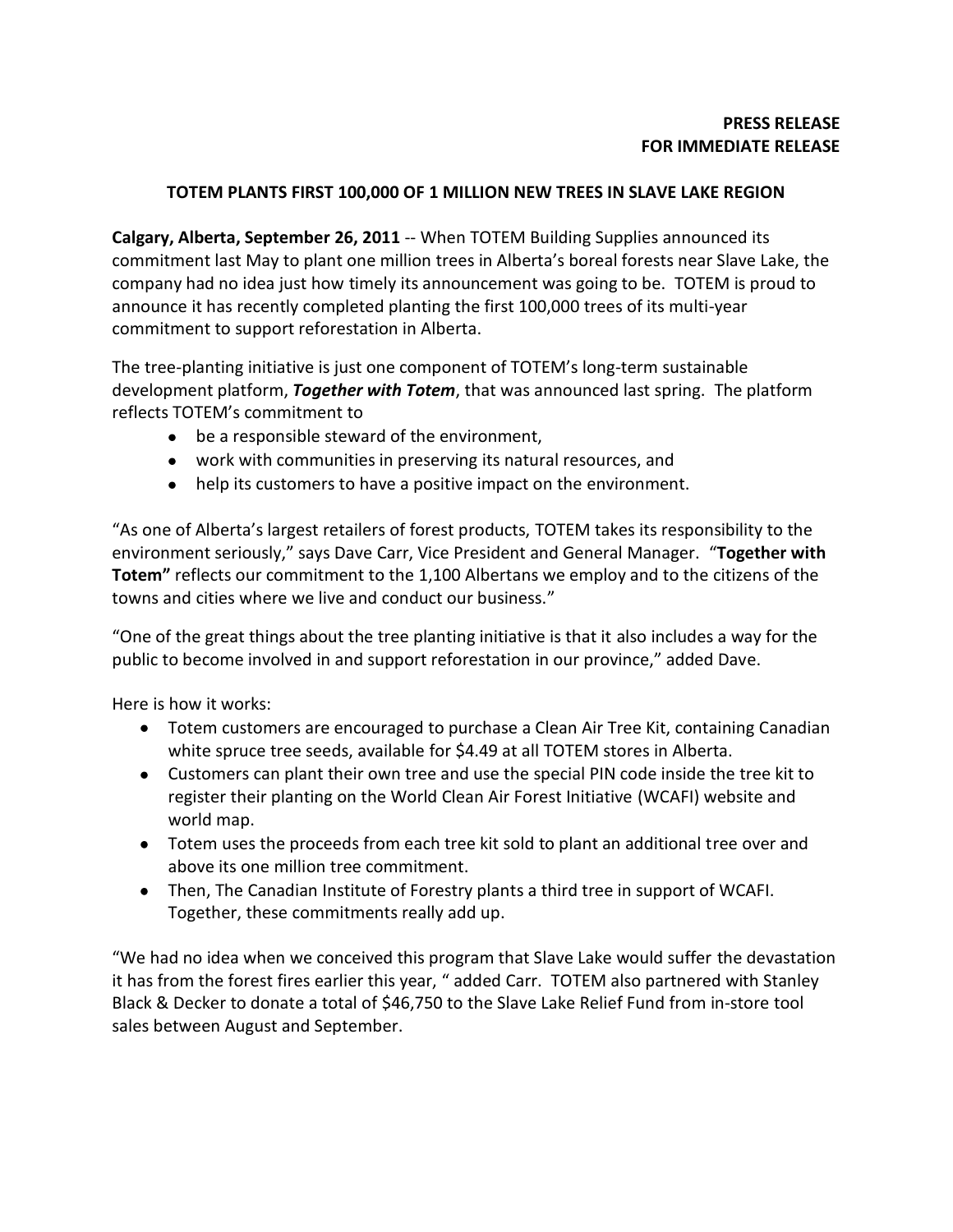**PRESS RELEASE**
**FOR IMMEDIATE RELEASE**

# TOTEM PLANTS FIRST 100,000 OF 1 MILLION NEW TREES IN SLAVE LAKE REGION

**Calgary, Alberta, September 26, 2011** -- When TOTEM Building Supplies announced its commitment last May to plant one million trees in Alberta's boreal forests near Slave Lake, the company had no idea just how timely its announcement was going to be. TOTEM is proud to announce it has recently completed planting the first 100,000 trees of its multi-year commitment to support reforestation in Alberta.

The tree-planting initiative is just one component of TOTEM's long-term sustainable development platform, ***Together with Totem***, that was announced last spring. The platform reflects TOTEM's commitment to

- be a responsible steward of the environment,
- work with communities in preserving its natural resources, and
- help its customers to have a positive impact on the environment.

"As one of Alberta's largest retailers of forest products, TOTEM takes its responsibility to the environment seriously," says Dave Carr, Vice President and General Manager. "**Together with Totem"** reflects our commitment to the 1,100 Albertans we employ and to the citizens of the towns and cities where we live and conduct our business."

"One of the great things about the tree planting initiative is that it also includes a way for the public to become involved in and support reforestation in our province," added Dave.

Here is how it works:

- Totem customers are encouraged to purchase a Clean Air Tree Kit, containing Canadian white spruce tree seeds, available for $4.49 at all TOTEM stores in Alberta.
- Customers can plant their own tree and use the special PIN code inside the tree kit to register their planting on the World Clean Air Forest Initiative (WCAFI) website and world map.
- Totem uses the proceeds from each tree kit sold to plant an additional tree over and above its one million tree commitment.
- Then, The Canadian Institute of Forestry plants a third tree in support of WCAFI. Together, these commitments really add up.

"We had no idea when we conceived this program that Slave Lake would suffer the devastation it has from the forest fires earlier this year, " added Carr. TOTEM also partnered with Stanley Black & Decker to donate a total of $46,750 to the Slave Lake Relief Fund from in-store tool sales between August and September.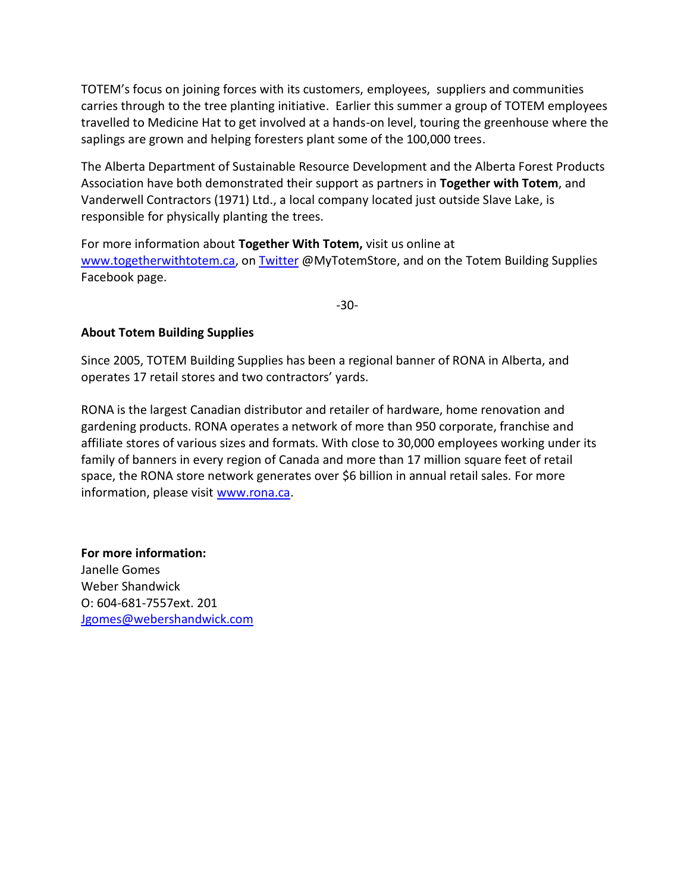TOTEM's focus on joining forces with its customers, employees, suppliers and communities carries through to the tree planting initiative. Earlier this summer a group of TOTEM employees travelled to Medicine Hat to get involved at a hands-on level, touring the greenhouse where the saplings are grown and helping foresters plant some of the 100,000 trees.

The Alberta Department of Sustainable Resource Development and the Alberta Forest Products Association have both demonstrated their support as partners in **Together with Totem**, and Vanderwell Contractors (1971) Ltd., a local company located just outside Slave Lake, is responsible for physically planting the trees.

For more information about **Together With Totem,** visit us online at www.togetherwithtotem.ca, on Twitter @MyTotemStore, and on the Totem Building Supplies Facebook page.

-30-

**About Totem Building Supplies**

Since 2005, TOTEM Building Supplies has been a regional banner of RONA in Alberta, and operates 17 retail stores and two contractors' yards.

RONA is the largest Canadian distributor and retailer of hardware, home renovation and gardening products. RONA operates a network of more than 950 corporate, franchise and affiliate stores of various sizes and formats. With close to 30,000 employees working under its family of banners in every region of Canada and more than 17 million square feet of retail space, the RONA store network generates over $6 billion in annual retail sales. For more information, please visit www.rona.ca.

**For more information:**
Janelle Gomes
Weber Shandwick
O: 604-681-7557ext. 201
Jgomes@webershandwick.com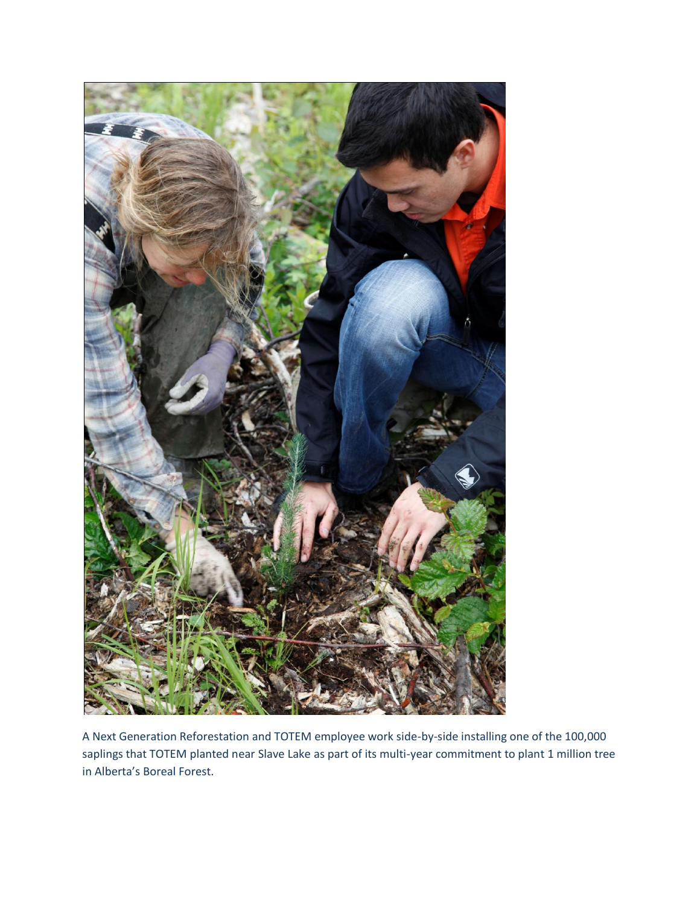A Next Generation Reforestation and TOTEM employee work side-by-side installing one of the 100,000 saplings that TOTEM planted near Slave Lake as part of its multi-year commitment to plant 1 million tree in Alberta's Boreal Forest.